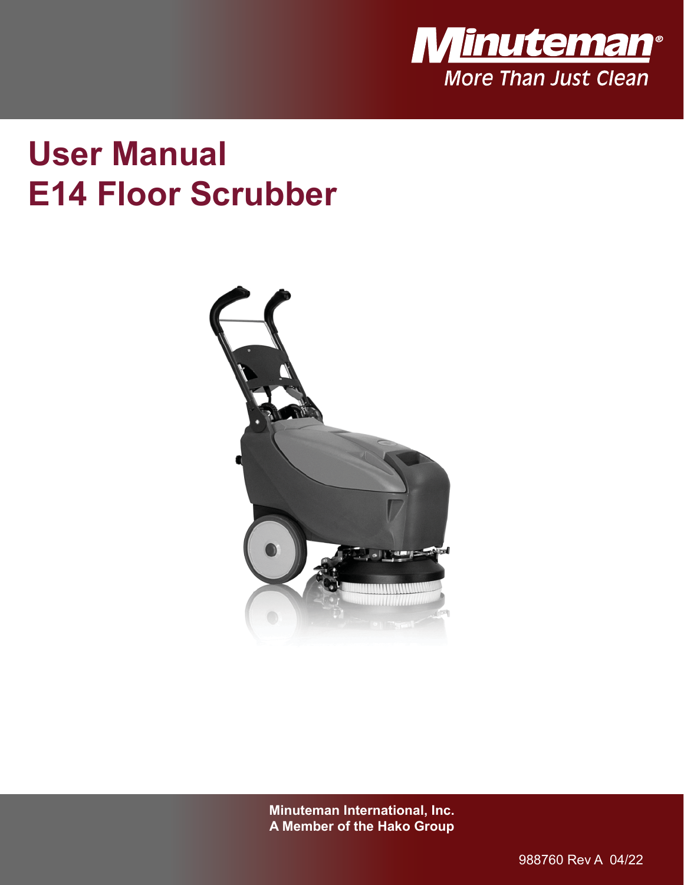Minuteman®
More Than Just Clean

# User Manual
# E14 Floor Scrubber

**Minuteman International, Inc.**
**A Member of the Hako Group**

988760 Rev A 04/22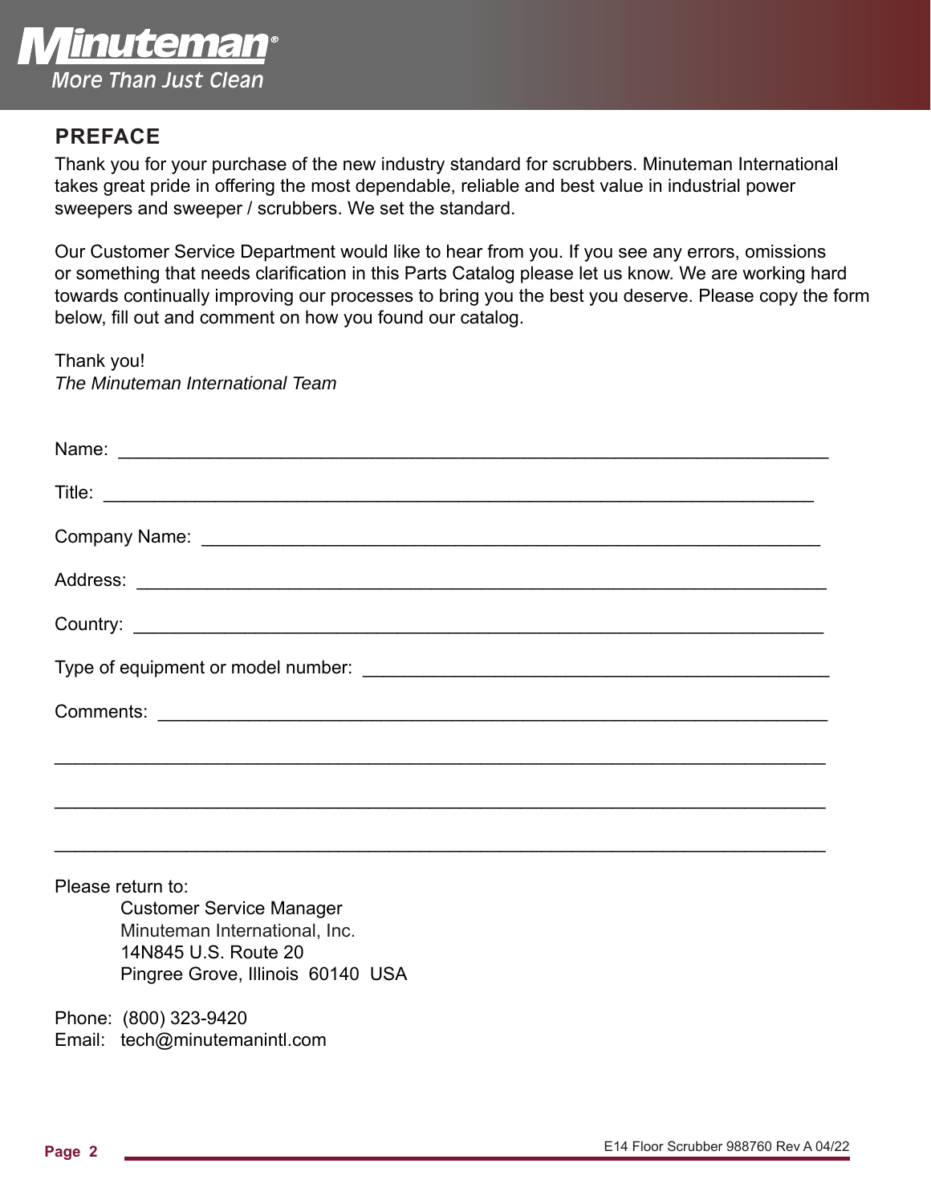## PREFACE

Thank you for your purchase of the new industry standard for scrubbers. Minuteman International takes great pride in offering the most dependable, reliable and best value in industrial power sweepers and sweeper / scrubbers. We set the standard.

Our Customer Service Department would like to hear from you. If you see any errors, omissions or something that needs clarification in this Parts Catalog please let us know. We are working hard towards continually improving our processes to bring you the best you deserve. Please copy the form below, fill out and comment on how you found our catalog.

Thank you!
*The Minuteman International Team*

Name: ______________________________________________________________________

Title: ______________________________________________________________________

Company Name: _______________________________________________________________

Address: ____________________________________________________________________

Country: ____________________________________________________________________

Type of equipment or model number: ____________________________________________

Comments: __________________________________________________________________

____________________________________________________________________________

____________________________________________________________________________

____________________________________________________________________________

Please return to:

Customer Service Manager
Minuteman International, Inc.
14N845 U.S. Route 20
Pingree Grove, Illinois 60140 USA

Phone: (800) 323-9420
Email: tech@minutemanintl.com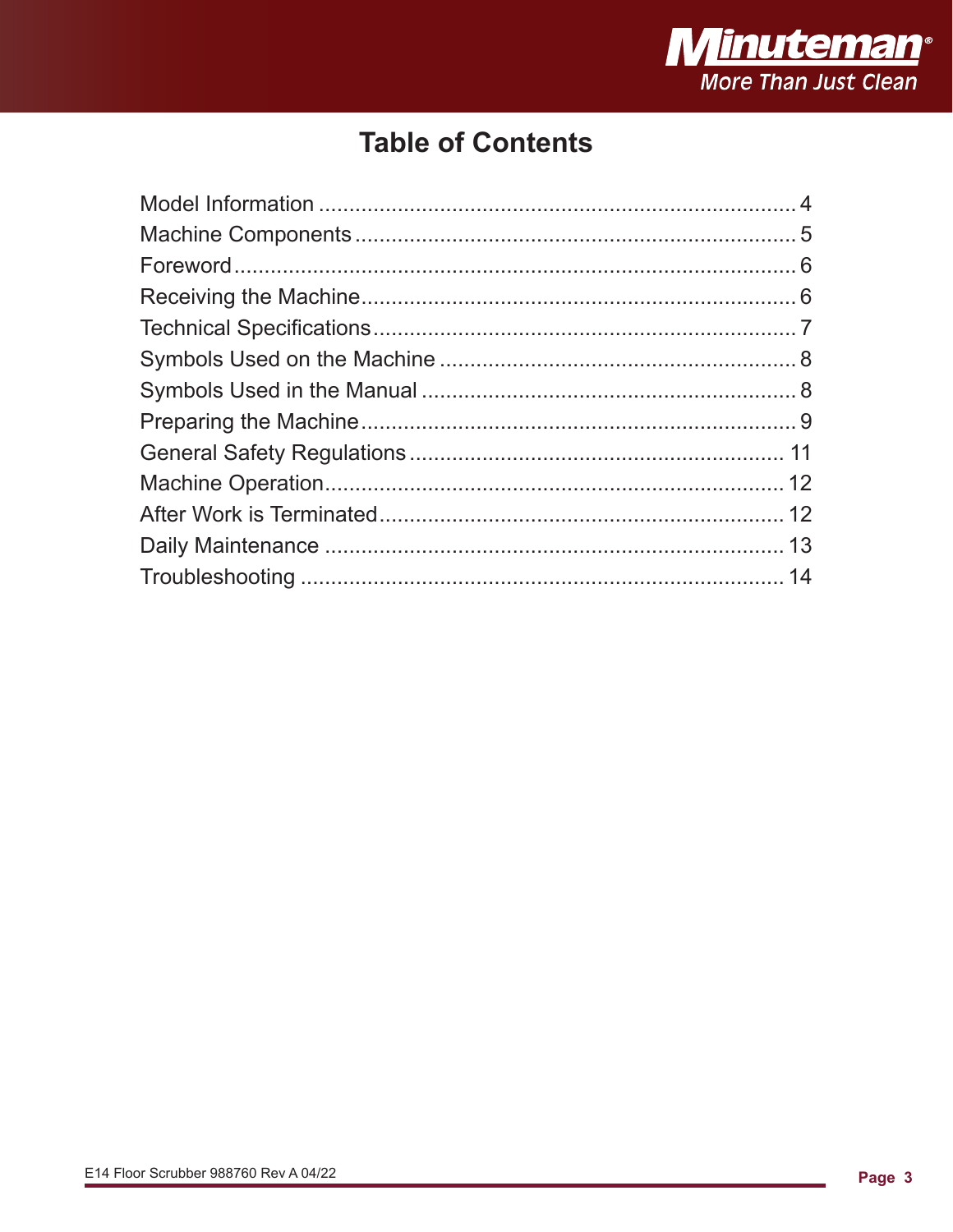# Table of Contents

| | |
|---|---|
| Model Information | 4 |
| Machine Components | 5 |
| Foreword | 6 |
| Receiving the Machine | 6 |
| Technical Specifications | 7 |
| Symbols Used on the Machine | 8 |
| Symbols Used in the Manual | 8 |
| Preparing the Machine | 9 |
| General Safety Regulations | 11 |
| Machine Operation | 12 |
| After Work is Terminated | 12 |
| Daily Maintenance | 13 |
| Troubleshooting | 14 |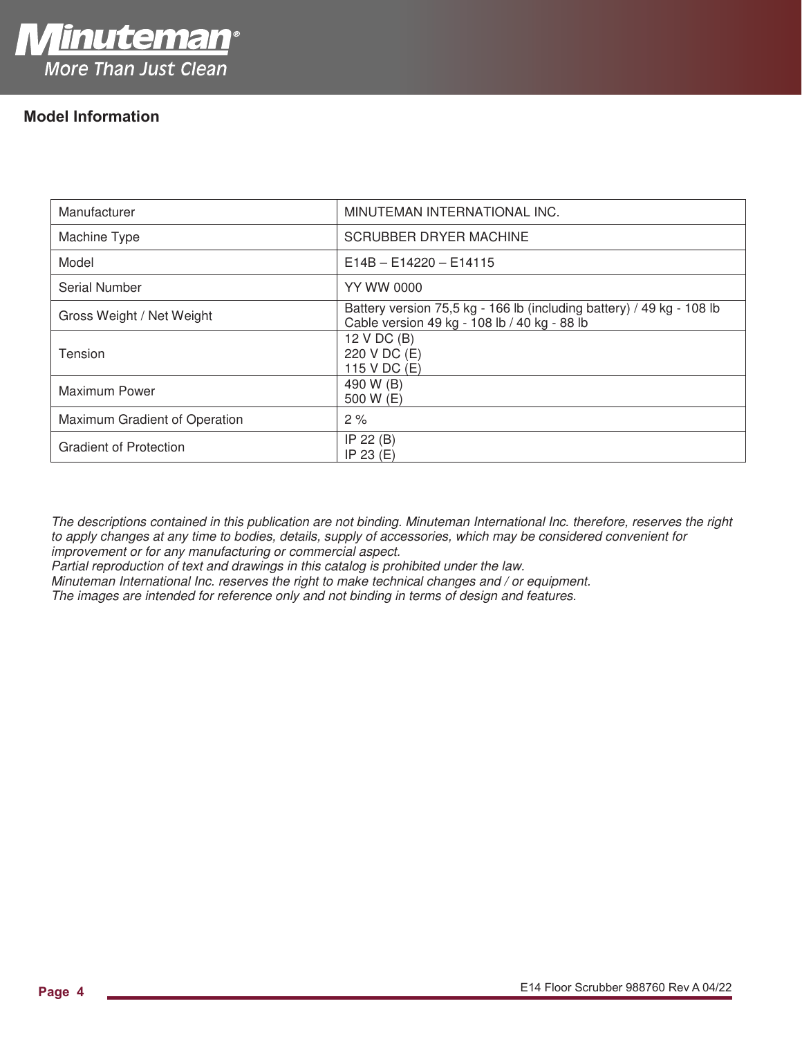## Model Information

| Manufacturer | MINUTEMAN INTERNATIONAL INC. |
|---|---|
| Machine Type | SCRUBBER DRYER MACHINE |
| Model | E14B – E14220 – E14115 |
| Serial Number | YY WW 0000 |
| Gross Weight / Net Weight | Battery version 75,5 kg - 166 lb (including battery) / 49 kg - 108 lb<br>Cable version 49 kg - 108 lb / 40 kg - 88 lb |
| Tension | 12 V DC (B)<br>220 V DC (E)<br>115 V DC (E) |
| Maximum Power | 490 W (B)<br>500 W (E) |
| Maximum Gradient of Operation | 2 % |
| Gradient of Protection | IP 22 (B)<br>IP 23 (E) |

*The descriptions contained in this publication are not binding. Minuteman International Inc. therefore, reserves the right to apply changes at any time to bodies, details, supply of accessories, which may be considered convenient for improvement or for any manufacturing or commercial aspect.*
*Partial reproduction of text and drawings in this catalog is prohibited under the law.*
*Minuteman International Inc. reserves the right to make technical changes and / or equipment.*
*The images are intended for reference only and not binding in terms of design and features.*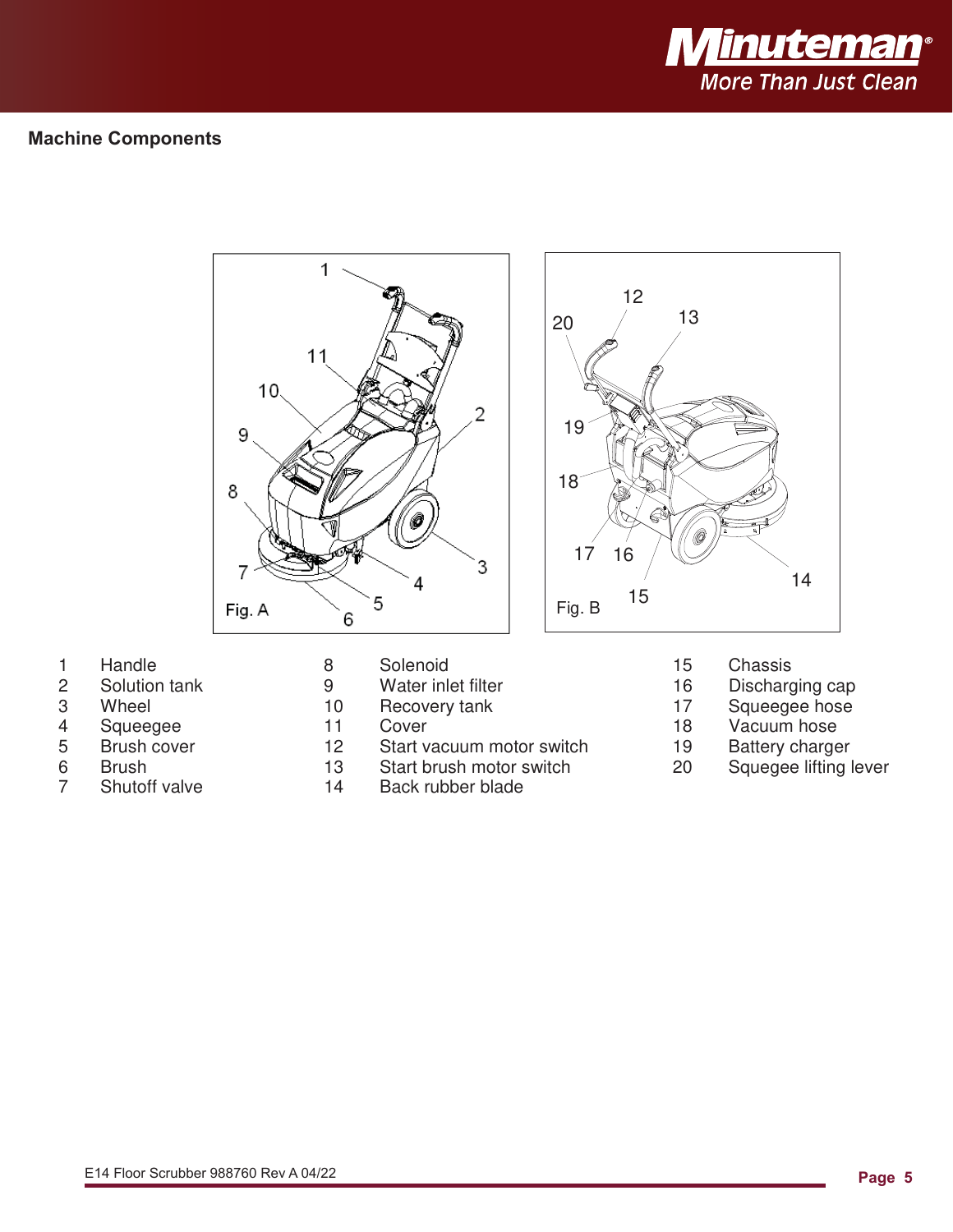## Machine Components

Fig. A

Fig. B

| | | | | | | | |
|---|---|---|---|---|---|---|---|
| 1 | Handle | 8 | Solenoid | 15 | Chassis |
| 2 | Solution tank | 9 | Water inlet filter | 16 | Discharging cap |
| 3 | Wheel | 10 | Recovery tank | 17 | Squeegee hose |
| 4 | Squeegee | 11 | Cover | 18 | Vacuum hose |
| 5 | Brush cover | 12 | Start vacuum motor switch | 19 | Battery charger |
| 6 | Brush | 13 | Start brush motor switch | 20 | Squegee lifting lever |
| 7 | Shutoff valve | 14 | Back rubber blade | | |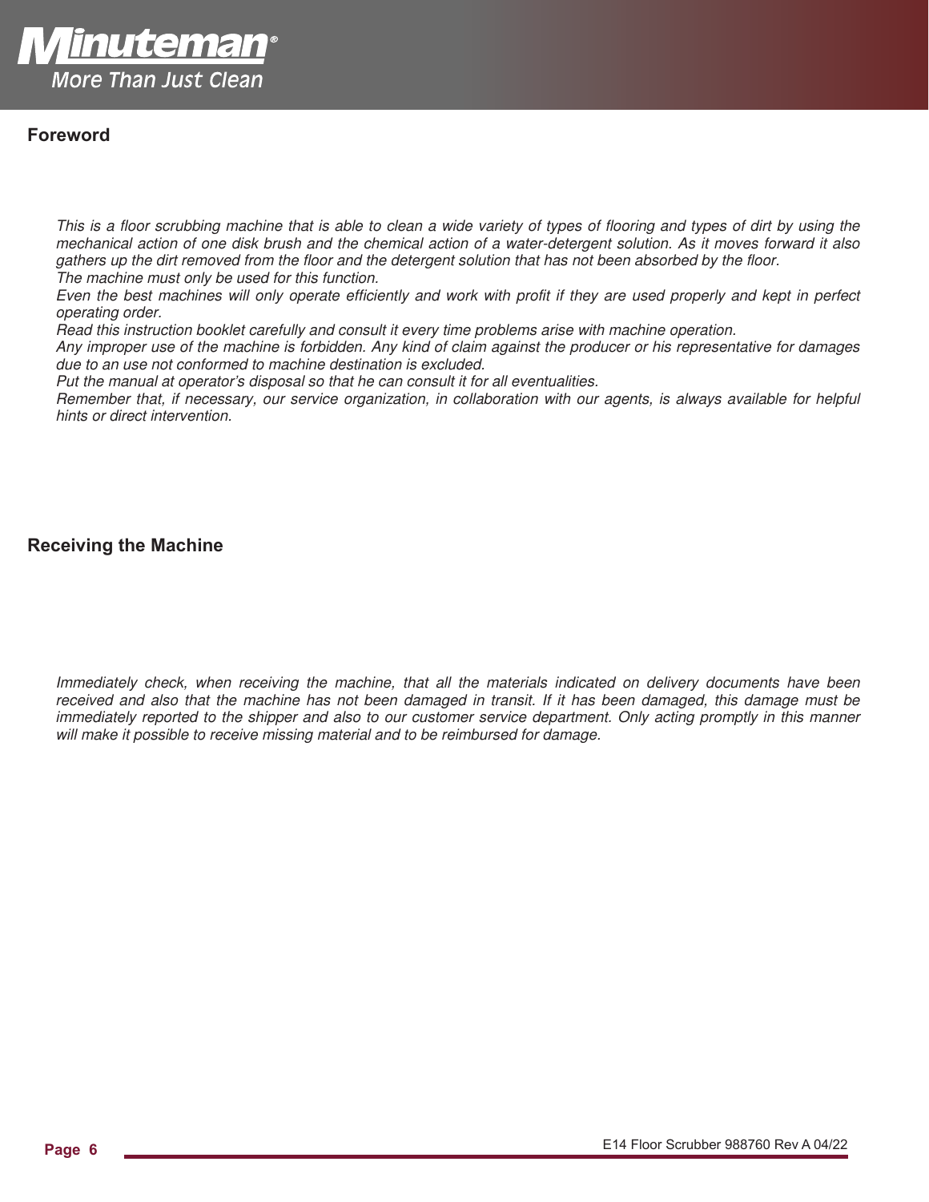## Foreword

*This is a floor scrubbing machine that is able to clean a wide variety of types of flooring and types of dirt by using the mechanical action of one disk brush and the chemical action of a water-detergent solution. As it moves forward it also gathers up the dirt removed from the floor and the detergent solution that has not been absorbed by the floor.*
*The machine must only be used for this function.*
*Even the best machines will only operate efficiently and work with profit if they are used properly and kept in perfect operating order.*
*Read this instruction booklet carefully and consult it every time problems arise with machine operation.*
*Any improper use of the machine is forbidden. Any kind of claim against the producer or his representative for damages due to an use not conformed to machine destination is excluded.*
*Put the manual at operator's disposal so that he can consult it for all eventualities.*
*Remember that, if necessary, our service organization, in collaboration with our agents, is always available for helpful hints or direct intervention.*

## Receiving the Machine

*Immediately check, when receiving the machine, that all the materials indicated on delivery documents have been received and also that the machine has not been damaged in transit. If it has been damaged, this damage must be immediately reported to the shipper and also to our customer service department. Only acting promptly in this manner will make it possible to receive missing material and to be reimbursed for damage.*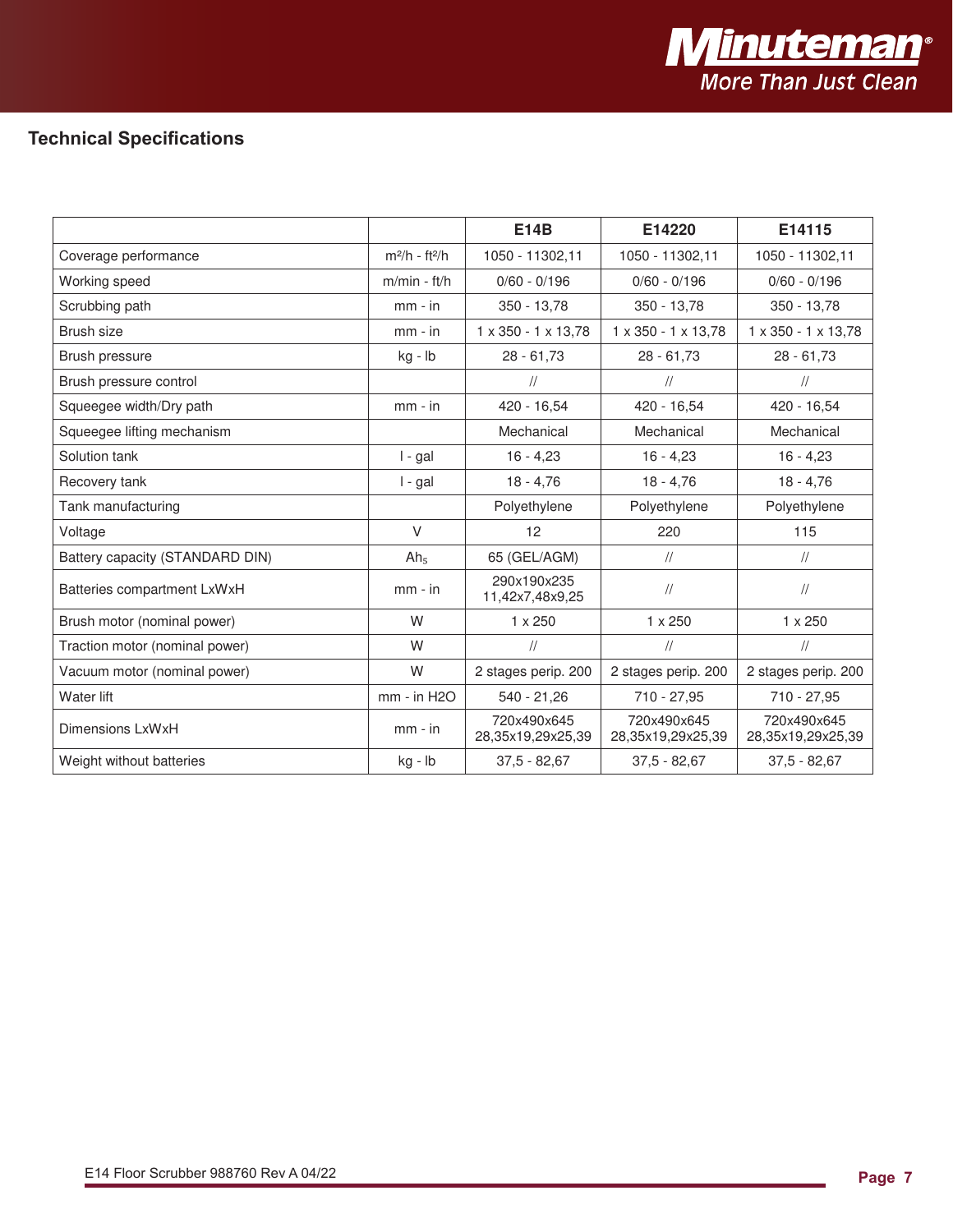## Technical Specifications

| | | E14B | E14220 | E14115 |
|---|---|---|---|---|
| Coverage performance | m²/h - ft²/h | 1050 - 11302,11 | 1050 - 11302,11 | 1050 - 11302,11 |
| Working speed | m/min - ft/h | 0/60 - 0/196 | 0/60 - 0/196 | 0/60 - 0/196 |
| Scrubbing path | mm - in | 350 - 13,78 | 350 - 13,78 | 350 - 13,78 |
| Brush size | mm - in | 1 x 350 - 1 x 13,78 | 1 x 350 - 1 x 13,78 | 1 x 350 - 1 x 13,78 |
| Brush pressure | kg - lb | 28 - 61,73 | 28 - 61,73 | 28 - 61,73 |
| Brush pressure control | | // | // | // |
| Squeegee width/Dry path | mm - in | 420 - 16,54 | 420 - 16,54 | 420 - 16,54 |
| Squeegee lifting mechanism | | Mechanical | Mechanical | Mechanical |
| Solution tank | l - gal | 16 - 4,23 | 16 - 4,23 | 16 - 4,23 |
| Recovery tank | l - gal | 18 - 4,76 | 18 - 4,76 | 18 - 4,76 |
| Tank manufacturing | | Polyethylene | Polyethylene | Polyethylene |
| Voltage | V | 12 | 220 | 115 |
| Battery capacity (STANDARD DIN) | $Ah_5$ | 65 (GEL/AGM) | // | // |
| Batteries compartment LxWxH | mm - in | 290x190x235 11,42x7,48x9,25 | // | // |
| Brush motor (nominal power) | W | 1 x 250 | 1 x 250 | 1 x 250 |
| Traction motor (nominal power) | W | // | // | // |
| Vacuum motor (nominal power) | W | 2 stages perip. 200 | 2 stages perip. 200 | 2 stages perip. 200 |
| Water lift | mm - in H2O | 540 - 21,26 | 710 - 27,95 | 710 - 27,95 |
| Dimensions LxWxH | mm - in | 720x490x645 28,35x19,29x25,39 | 720x490x645 28,35x19,29x25,39 | 720x490x645 28,35x19,29x25,39 |
| Weight without batteries | kg - lb | 37,5 - 82,67 | 37,5 - 82,67 | 37,5 - 82,67 |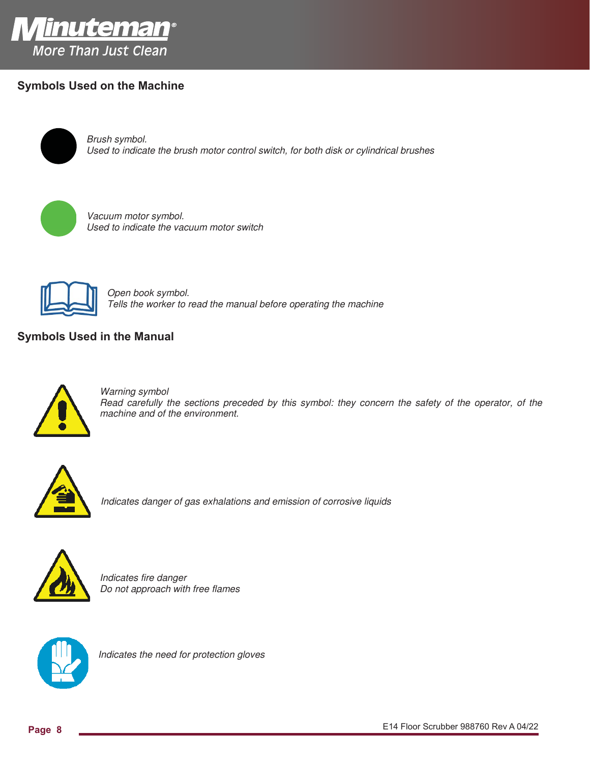## Symbols Used on the Machine

*Brush symbol.*
*Used to indicate the brush motor control switch, for both disk or cylindrical brushes*

*Vacuum motor symbol.*
*Used to indicate the vacuum motor switch*

*Open book symbol.*
*Tells the worker to read the manual before operating the machine*

## Symbols Used in the Manual

*Warning symbol*
*Read carefully the sections preceded by this symbol: they concern the safety of the operator, of the machine and of the environment.*

*Indicates danger of gas exhalations and emission of corrosive liquids*

*Indicates fire danger*
*Do not approach with free flames*

*Indicates the need for protection gloves*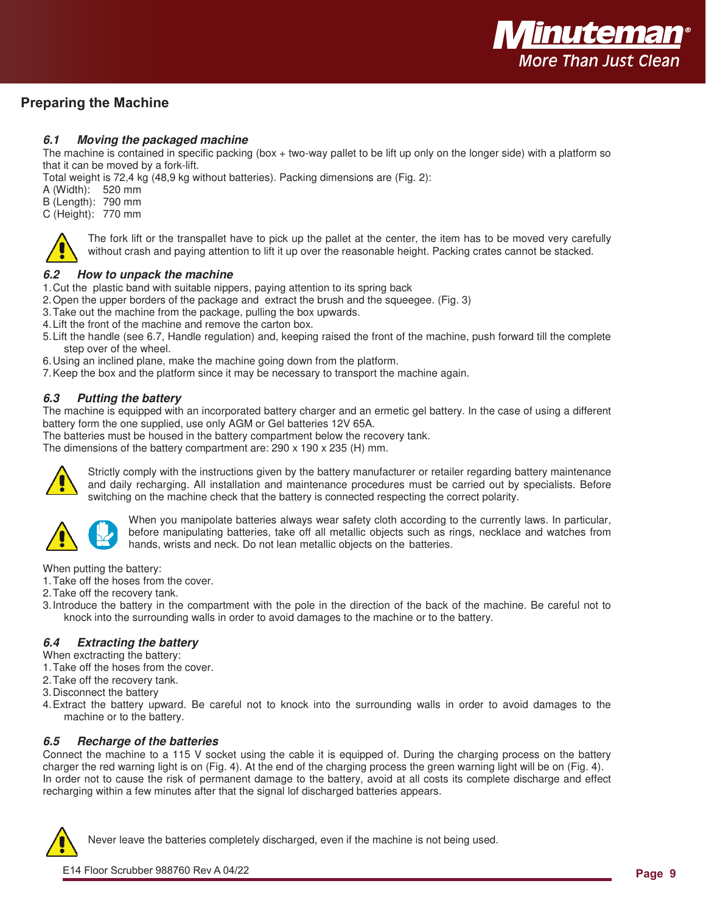## Preparing the Machine

### *6.1 Moving the packaged machine*

The machine is contained in specific packing (box + two-way pallet to be lift up only on the longer side) with a platform so that it can be moved by a fork-lift.

Total weight is 72,4 kg (48,9 kg without batteries). Packing dimensions are (Fig. 2):

A (Width): 520 mm
B (Length): 790 mm
C (Height): 770 mm

The fork lift or the transpallet have to pick up the pallet at the center, the item has to be moved very carefully without crash and paying attention to lift it up over the reasonable height. Packing crates cannot be stacked.

### *6.2 How to unpack the machine*

1. Cut the plastic band with suitable nippers, paying attention to its spring back
2. Open the upper borders of the package and extract the brush and the squeegee. (Fig. 3)
3. Take out the machine from the package, pulling the box upwards.
4. Lift the front of the machine and remove the carton box.
5. Lift the handle (see 6.7, Handle regulation) and, keeping raised the front of the machine, push forward till the complete step over of the wheel.
6. Using an inclined plane, make the machine going down from the platform.
7. Keep the box and the platform since it may be necessary to transport the machine again.

### *6.3 Putting the battery*

The machine is equipped with an incorporated battery charger and an ermetic gel battery. In the case of using a different battery form the one supplied, use only AGM or Gel batteries 12V 65A.

The batteries must be housed in the battery compartment below the recovery tank.

The dimensions of the battery compartment are: 290 x 190 x 235 (H) mm.

Strictly comply with the instructions given by the battery manufacturer or retailer regarding battery maintenance and daily recharging. All installation and maintenance procedures must be carried out by specialists. Before switching on the machine check that the battery is connected respecting the correct polarity.

When you manipolate batteries always wear safety cloth according to the currently laws. In particular, before manipulating batteries, take off all metallic objects such as rings, necklace and watches from hands, wrists and neck. Do not lean metallic objects on the batteries.

When putting the battery:

1. Take off the hoses from the cover.
2. Take off the recovery tank.
3. Introduce the battery in the compartment with the pole in the direction of the back of the machine. Be careful not to knock into the surrounding walls in order to avoid damages to the machine or to the battery.

### *6.4 Extracting the battery*

When exctracting the battery:

1. Take off the hoses from the cover.
2. Take off the recovery tank.
3. Disconnect the battery
4. Extract the battery upward. Be careful not to knock into the surrounding walls in order to avoid damages to the machine or to the battery.

### *6.5 Recharge of the batteries*

Connect the machine to a 115 V socket using the cable it is equipped of. During the charging process on the battery charger the red warning light is on (Fig. 4). At the end of the charging process the green warning light will be on (Fig. 4).

In order not to cause the risk of permanent damage to the battery, avoid at all costs its complete discharge and effect recharging within a few minutes after that the signal lof discharged batteries appears.

Never leave the batteries completely discharged, even if the machine is not being used.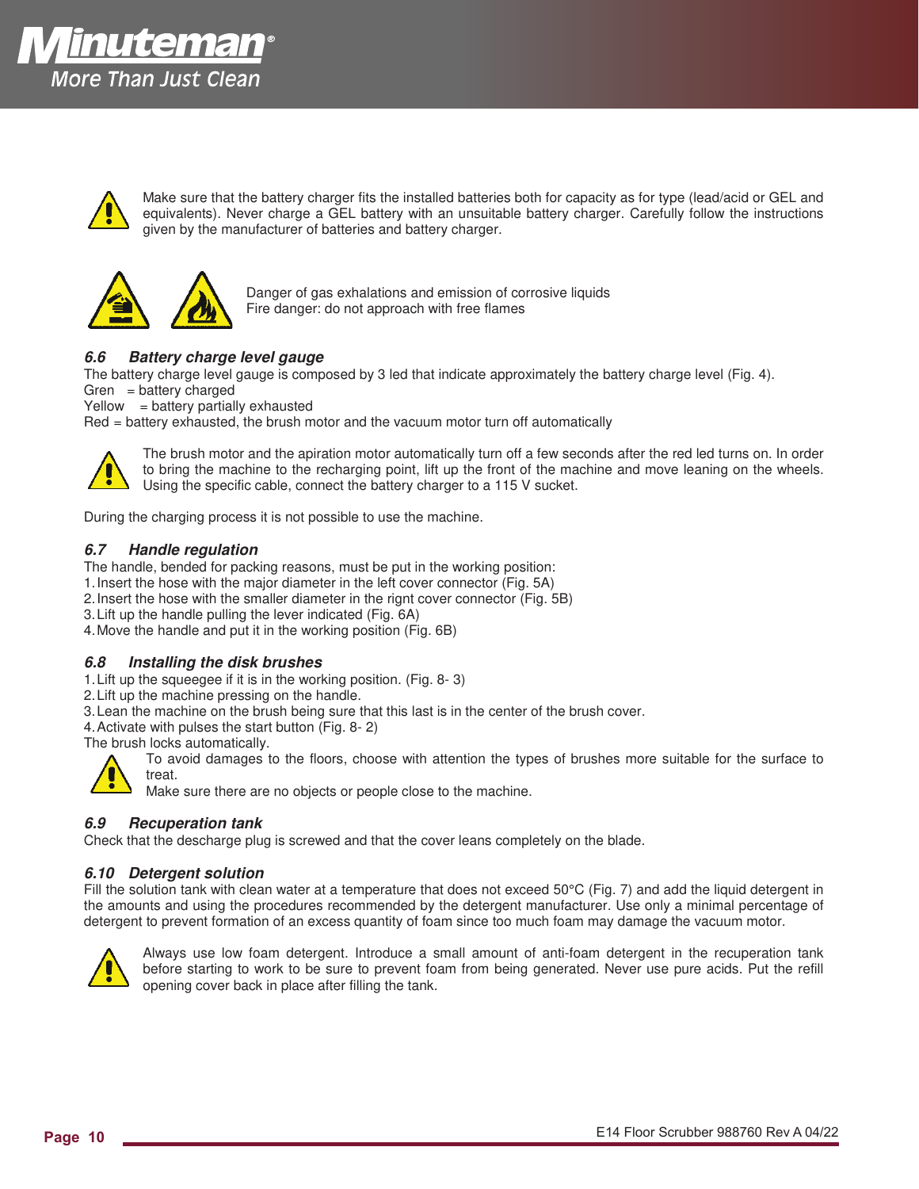Make sure that the battery charger fits the installed batteries both for capacity as for type (lead/acid or GEL and equivalents). Never charge a GEL battery with an unsuitable battery charger. Carefully follow the instructions given by the manufacturer of batteries and battery charger.

Danger of gas exhalations and emission of corrosive liquids
Fire danger: do not approach with free flames

### 6.6 Battery charge level gauge

The battery charge level gauge is composed by 3 led that indicate approximately the battery charge level (Fig. 4).
Gren = battery charged
Yellow = battery partially exhausted
Red = battery exhausted, the brush motor and the vacuum motor turn off automatically

The brush motor and the apiration motor automatically turn off a few seconds after the red led turns on. In order to bring the machine to the recharging point, lift up the front of the machine and move leaning on the wheels. Using the specific cable, connect the battery charger to a 115 V sucket.

During the charging process it is not possible to use the machine.

### 6.7 Handle regulation

The handle, bended for packing reasons, must be put in the working position:

1. Insert the hose with the major diameter in the left cover connector (Fig. 5A)
2. Insert the hose with the smaller diameter in the rignt cover connector (Fig. 5B)
3. Lift up the handle pulling the lever indicated (Fig. 6A)
4. Move the handle and put it in the working position (Fig. 6B)

### 6.8 Installing the disk brushes

1. Lift up the squeegee if it is in the working position. (Fig. 8- 3)
2. Lift up the machine pressing on the handle.
3. Lean the machine on the brush being sure that this last is in the center of the brush cover.
4. Activate with pulses the start button (Fig. 8- 2)

The brush locks automatically.

To avoid damages to the floors, choose with attention the types of brushes more suitable for the surface to treat.
Make sure there are no objects or people close to the machine.

### 6.9 Recuperation tank

Check that the descharge plug is screwed and that the cover leans completely on the blade.

### 6.10 Detergent solution

Fill the solution tank with clean water at a temperature that does not exceed 50°C (Fig. 7) and add the liquid detergent in the amounts and using the procedures recommended by the detergent manufacturer. Use only a minimal percentage of detergent to prevent formation of an excess quantity of foam since too much foam may damage the vacuum motor.

Always use low foam detergent. Introduce a small amount of anti-foam detergent in the recuperation tank before starting to work to be sure to prevent foam from being generated. Never use pure acids. Put the refill opening cover back in place after filling the tank.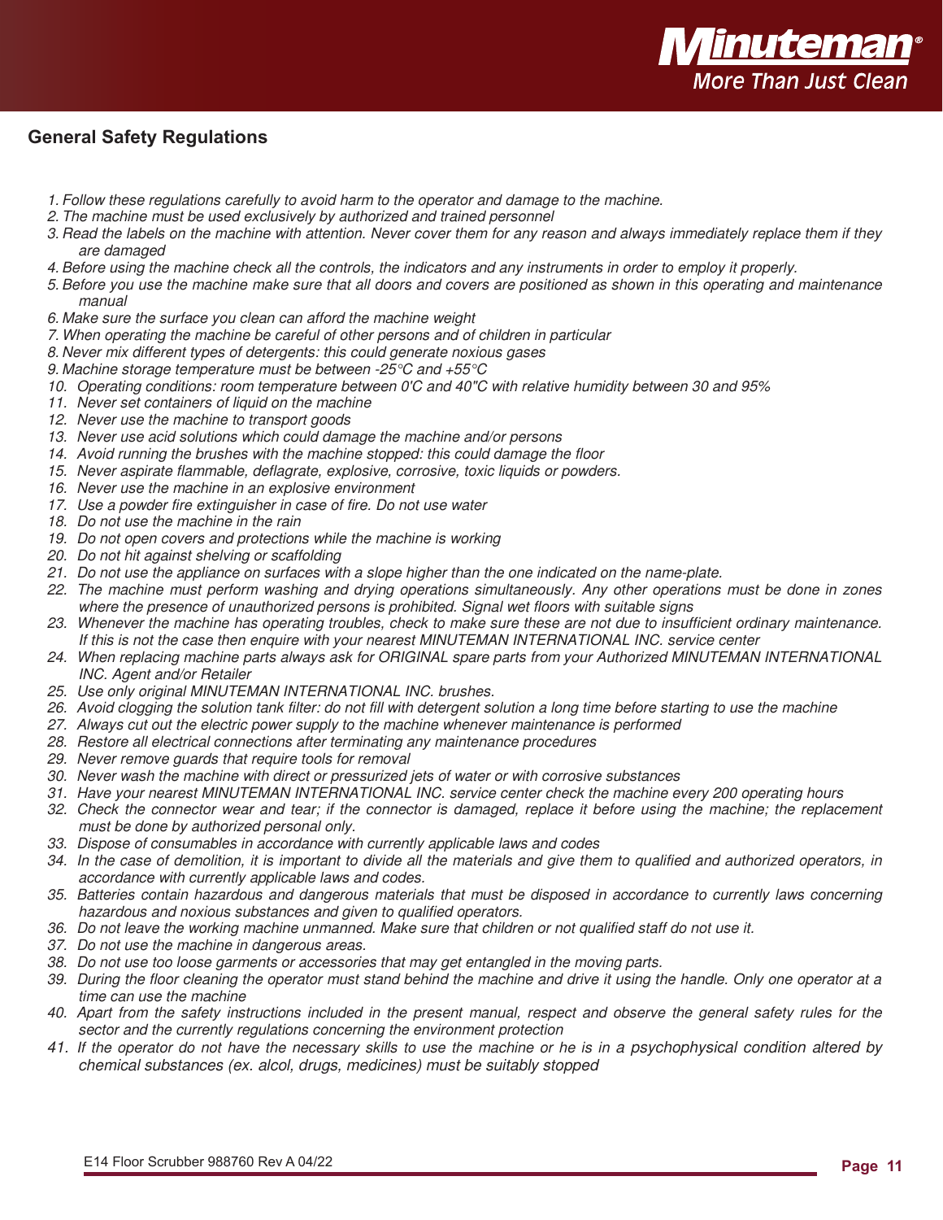## General Safety Regulations

1. *Follow these regulations carefully to avoid harm to the operator and damage to the machine.*
2. *The machine must be used exclusively by authorized and trained personnel*
3. *Read the labels on the machine with attention. Never cover them for any reason and always immediately replace them if they are damaged*
4. *Before using the machine check all the controls, the indicators and any instruments in order to employ it properly.*
5. *Before you use the machine make sure that all doors and covers are positioned as shown in this operating and maintenance manual*
6. *Make sure the surface you clean can afford the machine weight*
7. *When operating the machine be careful of other persons and of children in particular*
8. *Never mix different types of detergents: this could generate noxious gases*
9. *Machine storage temperature must be between -25°C and +55°C*
10. *Operating conditions: room temperature between 0'C and 40"C with relative humidity between 30 and 95%*
11. *Never set containers of liquid on the machine*
12. *Never use the machine to transport goods*
13. *Never use acid solutions which could damage the machine and/or persons*
14. *Avoid running the brushes with the machine stopped: this could damage the floor*
15. *Never aspirate flammable, deflagrate, explosive, corrosive, toxic liquids or powders.*
16. *Never use the machine in an explosive environment*
17. *Use a powder fire extinguisher in case of fire. Do not use water*
18. *Do not use the machine in the rain*
19. *Do not open covers and protections while the machine is working*
20. *Do not hit against shelving or scaffolding*
21. *Do not use the appliance on surfaces with a slope higher than the one indicated on the name-plate.*
22. *The machine must perform washing and drying operations simultaneously. Any other operations must be done in zones where the presence of unauthorized persons is prohibited. Signal wet floors with suitable signs*
23. *Whenever the machine has operating troubles, check to make sure these are not due to insufficient ordinary maintenance. If this is not the case then enquire with your nearest MINUTEMAN INTERNATIONAL INC. service center*
24. *When replacing machine parts always ask for ORIGINAL spare parts from your Authorized MINUTEMAN INTERNATIONAL INC. Agent and/or Retailer*
25. *Use only original MINUTEMAN INTERNATIONAL INC. brushes.*
26. *Avoid clogging the solution tank filter: do not fill with detergent solution a long time before starting to use the machine*
27. *Always cut out the electric power supply to the machine whenever maintenance is performed*
28. *Restore all electrical connections after terminating any maintenance procedures*
29. *Never remove guards that require tools for removal*
30. *Never wash the machine with direct or pressurized jets of water or with corrosive substances*
31. *Have your nearest MINUTEMAN INTERNATIONAL INC. service center check the machine every 200 operating hours*
32. *Check the connector wear and tear; if the connector is damaged, replace it before using the machine; the replacement must be done by authorized personal only.*
33. *Dispose of consumables in accordance with currently applicable laws and codes*
34. *In the case of demolition, it is important to divide all the materials and give them to qualified and authorized operators, in accordance with currently applicable laws and codes.*
35. *Batteries contain hazardous and dangerous materials that must be disposed in accordance to currently laws concerning hazardous and noxious substances and given to qualified operators.*
36. *Do not leave the working machine unmanned. Make sure that children or not qualified staff do not use it.*
37. *Do not use the machine in dangerous areas.*
38. *Do not use too loose garments or accessories that may get entangled in the moving parts.*
39. *During the floor cleaning the operator must stand behind the machine and drive it using the handle. Only one operator at a time can use the machine*
40. *Apart from the safety instructions included in the present manual, respect and observe the general safety rules for the sector and the currently regulations concerning the environment protection*
41. *If the operator do not have the necessary skills to use the machine or he is in a psychophysical condition altered by chemical substances (ex. alcol, drugs, medicines) must be suitably stopped*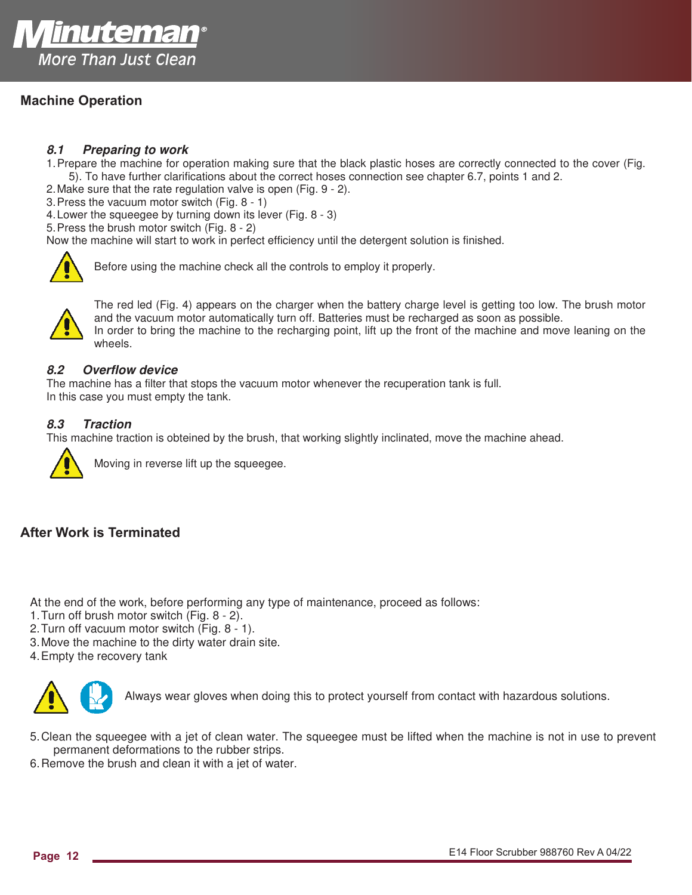## Machine Operation

### *8.1 Preparing to work*

1. Prepare the machine for operation making sure that the black plastic hoses are correctly connected to the cover (Fig. 5). To have further clarifications about the correct hoses connection see chapter 6.7, points 1 and 2.
2. Make sure that the rate regulation valve is open (Fig. 9 - 2).
3. Press the vacuum motor switch (Fig. 8 - 1)
4. Lower the squeegee by turning down its lever (Fig. 8 - 3)
5. Press the brush motor switch (Fig. 8 - 2)

Now the machine will start to work in perfect efficiency until the detergent solution is finished.

Before using the machine check all the controls to employ it properly.

The red led (Fig. 4) appears on the charger when the battery charge level is getting too low. The brush motor and the vacuum motor automatically turn off. Batteries must be recharged as soon as possible.
In order to bring the machine to the recharging point, lift up the front of the machine and move leaning on the wheels.

### *8.2 Overflow device*

The machine has a filter that stops the vacuum motor whenever the recuperation tank is full.
In this case you must empty the tank.

### *8.3 Traction*

This machine traction is obteined by the brush, that working slightly inclinated, move the machine ahead.

Moving in reverse lift up the squeegee.

## After Work is Terminated

At the end of the work, before performing any type of maintenance, proceed as follows:

1. Turn off brush motor switch (Fig. 8 - 2).
2. Turn off vacuum motor switch (Fig. 8 - 1).
3. Move the machine to the dirty water drain site.
4. Empty the recovery tank

Always wear gloves when doing this to protect yourself from contact with hazardous solutions.

5. Clean the squeegee with a jet of clean water. The squeegee must be lifted when the machine is not in use to prevent permanent deformations to the rubber strips.
6. Remove the brush and clean it with a jet of water.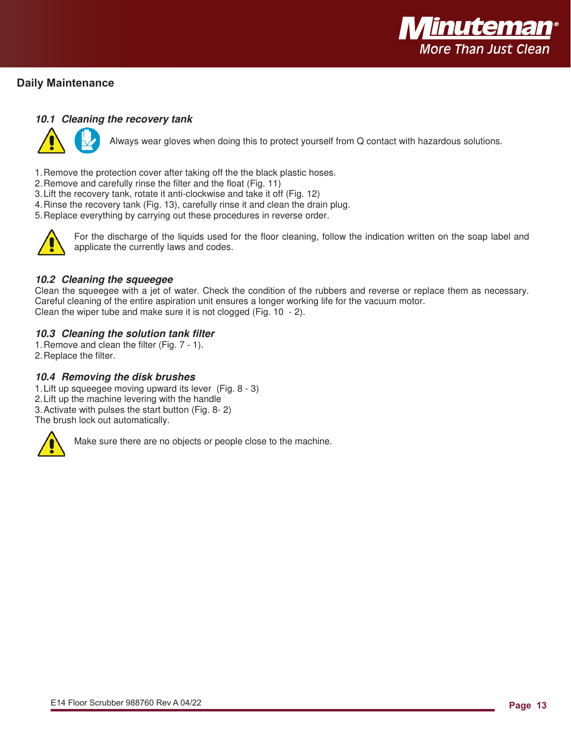## Daily Maintenance

### *10.1 Cleaning the recovery tank*

Always wear gloves when doing this to protect yourself from Q contact with hazardous solutions.

1. Remove the protection cover after taking off the the black plastic hoses.
2. Remove and carefully rinse the filter and the float (Fig. 11)
3. Lift the recovery tank, rotate it anti-clockwise and take it off (Fig. 12)
4. Rinse the recovery tank (Fig. 13), carefully rinse it and clean the drain plug.
5. Replace everything by carrying out these procedures in reverse order.

For the discharge of the liquids used for the floor cleaning, follow the indication written on the soap label and applicate the currently laws and codes.

### *10.2 Cleaning the squeegee*

Clean the squeegee with a jet of water. Check the condition of the rubbers and reverse or replace them as necessary. Careful cleaning of the entire aspiration unit ensures a longer working life for the vacuum motor.
Clean the wiper tube and make sure it is not clogged (Fig. 10 - 2).

### *10.3 Cleaning the solution tank filter*

1. Remove and clean the filter (Fig. 7 - 1).
2. Replace the filter.

### *10.4 Removing the disk brushes*

1. Lift up squeegee moving upward its lever (Fig. 8 - 3)
2. Lift up the machine levering with the handle
3. Activate with pulses the start button (Fig. 8- 2)

The brush lock out automatically.

Make sure there are no objects or people close to the machine.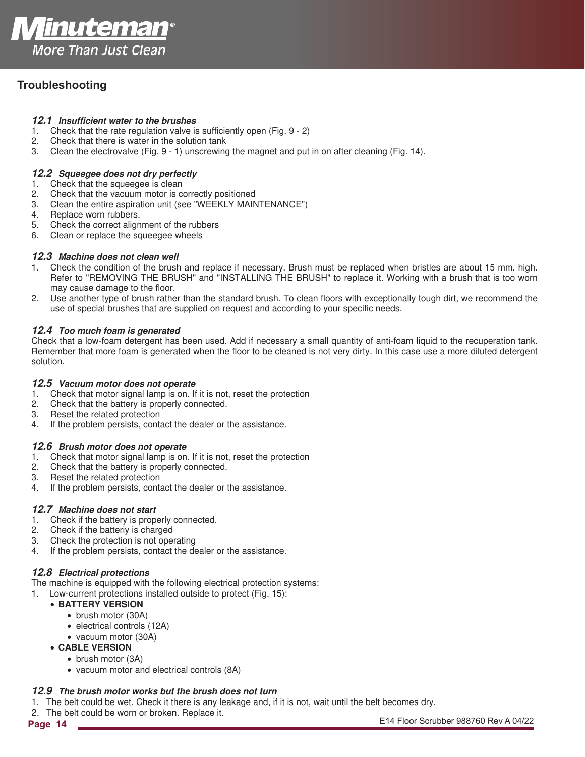## Troubleshooting

### *12.1 Insufficient water to the brushes*

1. Check that the rate regulation valve is sufficiently open (Fig. 9 - 2)
2. Check that there is water in the solution tank
3. Clean the electrovalve (Fig. 9 - 1) unscrewing the magnet and put in on after cleaning (Fig. 14).

### *12.2 Squeegee does not dry perfectly*

1. Check that the squeegee is clean
2. Check that the vacuum motor is correctly positioned
3. Clean the entire aspiration unit (see "WEEKLY MAINTENANCE")
4. Replace worn rubbers.
5. Check the correct alignment of the rubbers
6. Clean or replace the squeegee wheels

### *12.3 Machine does not clean well*

1. Check the condition of the brush and replace if necessary. Brush must be replaced when bristles are about 15 mm. high. Refer to "REMOVING THE BRUSH" and "INSTALLING THE BRUSH" to replace it. Working with a brush that is too worn may cause damage to the floor.
2. Use another type of brush rather than the standard brush. To clean floors with exceptionally tough dirt, we recommend the use of special brushes that are supplied on request and according to your specific needs.

### *12.4 Too much foam is generated*

Check that a low-foam detergent has been used. Add if necessary a small quantity of anti-foam liquid to the recuperation tank. Remember that more foam is generated when the floor to be cleaned is not very dirty. In this case use a more diluted detergent solution.

### *12.5 Vacuum motor does not operate*

1. Check that motor signal lamp is on. If it is not, reset the protection
2. Check that the battery is properly connected.
3. Reset the related protection
4. If the problem persists, contact the dealer or the assistance.

### *12.6 Brush motor does not operate*

1. Check that motor signal lamp is on. If it is not, reset the protection
2. Check that the battery is properly connected.
3. Reset the related protection
4. If the problem persists, contact the dealer or the assistance.

### *12.7 Machine does not start*

1. Check if the battery is properly connected.
2. Check if the batteriy is charged
3. Check the protection is not operating
4. If the problem persists, contact the dealer or the assistance.

### *12.8 Electrical protections*

The machine is equipped with the following electrical protection systems:

1. Low-current protections installed outside to protect (Fig. 15):
   - **BATTERY VERSION**
     - brush motor (30A)
     - electrical controls (12A)
     - vacuum motor (30A)
   - **CABLE VERSION**
     - brush motor (3A)
     - vacuum motor and electrical controls (8A)

### *12.9 The brush motor works but the brush does not turn*

1. The belt could be wet. Check it there is any leakage and, if it is not, wait until the belt becomes dry.
2. The belt could be worn or broken. Replace it.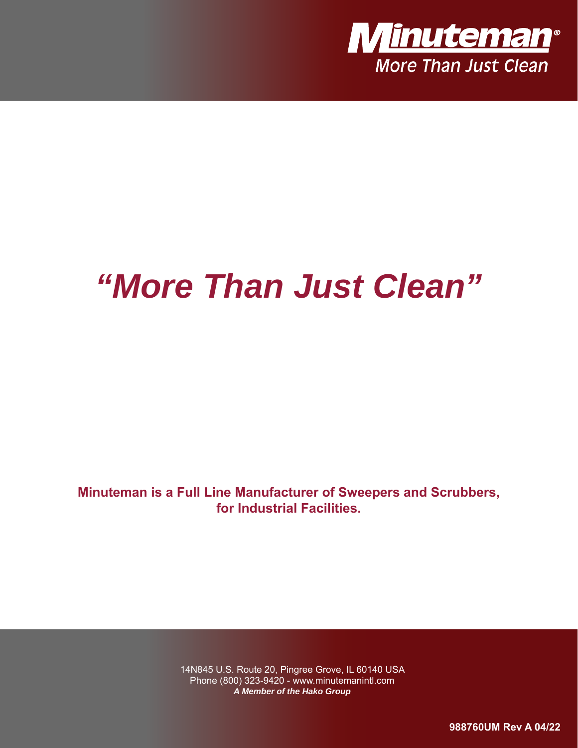Minuteman®

More Than Just Clean

# *"More Than Just Clean"*

**Minuteman is a Full Line Manufacturer of Sweepers and Scrubbers, for Industrial Facilities.**

14N845 U.S. Route 20, Pingree Grove, IL 60140 USA
Phone (800) 323-9420 - www.minutemanintl.com
***A Member of the Hako Group***

**988760UM Rev A 04/22**